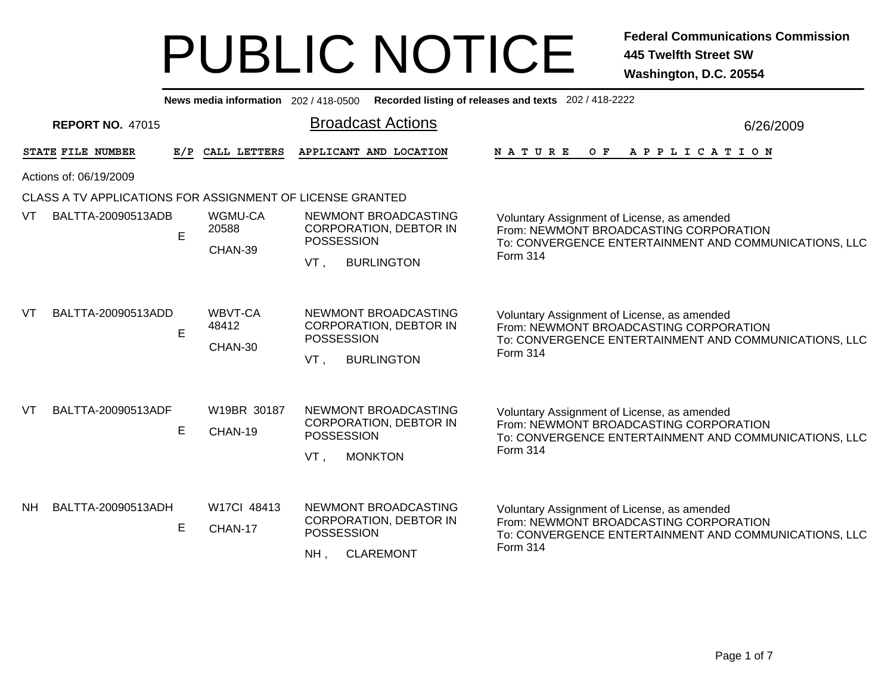# PUBLIC NOTICE

**Federal Communications Commission**
**445 Twelfth Street SW**
**Washington, D.C. 20554**

**News media information** 202 / 418-0500 **Recorded listing of releases and texts** 202 / 418-2222

**REPORT NO.** 47015

## Broadcast Actions

6/26/2009

Actions of: 06/19/2009

CLASS A TV APPLICATIONS FOR ASSIGNMENT OF LICENSE GRANTED

| STATE | FILE NUMBER | E/P | CALL LETTERS | APPLICANT AND LOCATION | NATURE OF APPLICATION |
|---|---|---|---|---|---|
| VT | BALTTA-20090513ADB | E | WGMU-CA 20588 CHAN-39 | NEWMONT BROADCASTING CORPORATION, DEBTOR IN POSSESSION VT , BURLINGTON | Voluntary Assignment of License, as amended From: NEWMONT BROADCASTING CORPORATION To: CONVERGENCE ENTERTAINMENT AND COMMUNICATIONS, LLC Form 314 |
| VT | BALTTA-20090513ADD | E | WBVT-CA 48412 CHAN-30 | NEWMONT BROADCASTING CORPORATION, DEBTOR IN POSSESSION VT , BURLINGTON | Voluntary Assignment of License, as amended From: NEWMONT BROADCASTING CORPORATION To: CONVERGENCE ENTERTAINMENT AND COMMUNICATIONS, LLC Form 314 |
| VT | BALTTA-20090513ADF | E | W19BR 30187 CHAN-19 | NEWMONT BROADCASTING CORPORATION, DEBTOR IN POSSESSION VT , MONKTON | Voluntary Assignment of License, as amended From: NEWMONT BROADCASTING CORPORATION To: CONVERGENCE ENTERTAINMENT AND COMMUNICATIONS, LLC Form 314 |
| NH | BALTTA-20090513ADH | E | W17CI 48413 CHAN-17 | NEWMONT BROADCASTING CORPORATION, DEBTOR IN POSSESSION NH , CLAREMONT | Voluntary Assignment of License, as amended From: NEWMONT BROADCASTING CORPORATION To: CONVERGENCE ENTERTAINMENT AND COMMUNICATIONS, LLC Form 314 |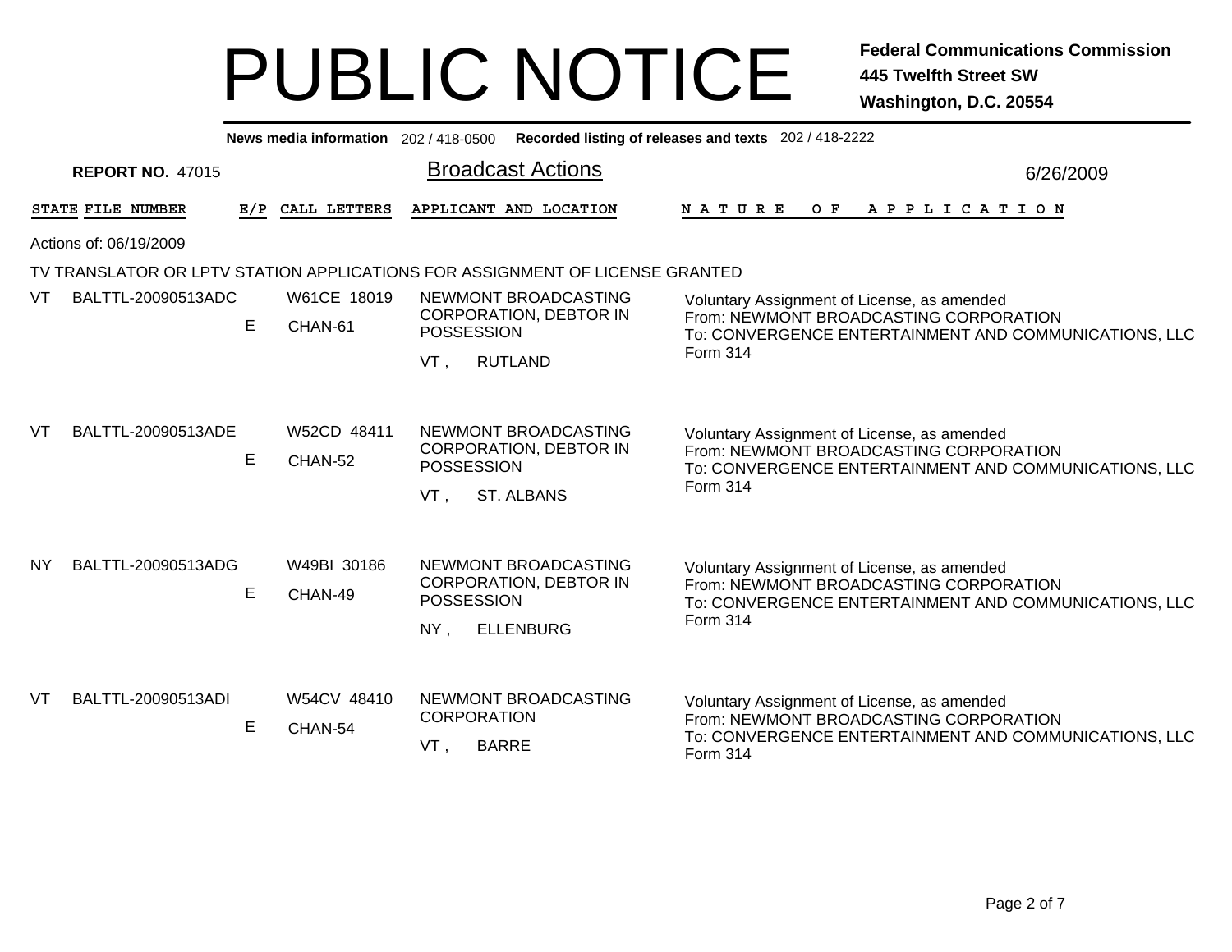# PUBLIC NOTICE

**Federal Communications Commission**
**445 Twelfth Street SW**
**Washington, D.C. 20554**

**News media information** 202 / 418-0500 **Recorded listing of releases and texts** 202 / 418-2222

**REPORT NO.** 47015

## Broadcast Actions

6/26/2009

Actions of: 06/19/2009

TV TRANSLATOR OR LPTV STATION APPLICATIONS FOR ASSIGNMENT OF LICENSE GRANTED

| STATE | FILE NUMBER | E/P | CALL LETTERS | APPLICANT AND LOCATION | NATURE OF APPLICATION |
|---|---|---|---|---|---|
| VT | BALTTL-20090513ADC | E | W61CE 18019 CHAN-61 | NEWMONT BROADCASTING CORPORATION, DEBTOR IN POSSESSION<br>VT , RUTLAND | Voluntary Assignment of License, as amended<br>From: NEWMONT BROADCASTING CORPORATION<br>To: CONVERGENCE ENTERTAINMENT AND COMMUNICATIONS, LLC<br>Form 314 |
| VT | BALTTL-20090513ADE | E | W52CD 48411 CHAN-52 | NEWMONT BROADCASTING CORPORATION, DEBTOR IN POSSESSION<br>VT , ST. ALBANS | Voluntary Assignment of License, as amended<br>From: NEWMONT BROADCASTING CORPORATION<br>To: CONVERGENCE ENTERTAINMENT AND COMMUNICATIONS, LLC<br>Form 314 |
| NY | BALTTL-20090513ADG | E | W49BI 30186 CHAN-49 | NEWMONT BROADCASTING CORPORATION, DEBTOR IN POSSESSION<br>NY , ELLENBURG | Voluntary Assignment of License, as amended<br>From: NEWMONT BROADCASTING CORPORATION<br>To: CONVERGENCE ENTERTAINMENT AND COMMUNICATIONS, LLC<br>Form 314 |
| VT | BALTTL-20090513ADI | E | W54CV 48410 CHAN-54 | NEWMONT BROADCASTING CORPORATION<br>VT , BARRE | Voluntary Assignment of License, as amended<br>From: NEWMONT BROADCASTING CORPORATION<br>To: CONVERGENCE ENTERTAINMENT AND COMMUNICATIONS, LLC<br>Form 314 |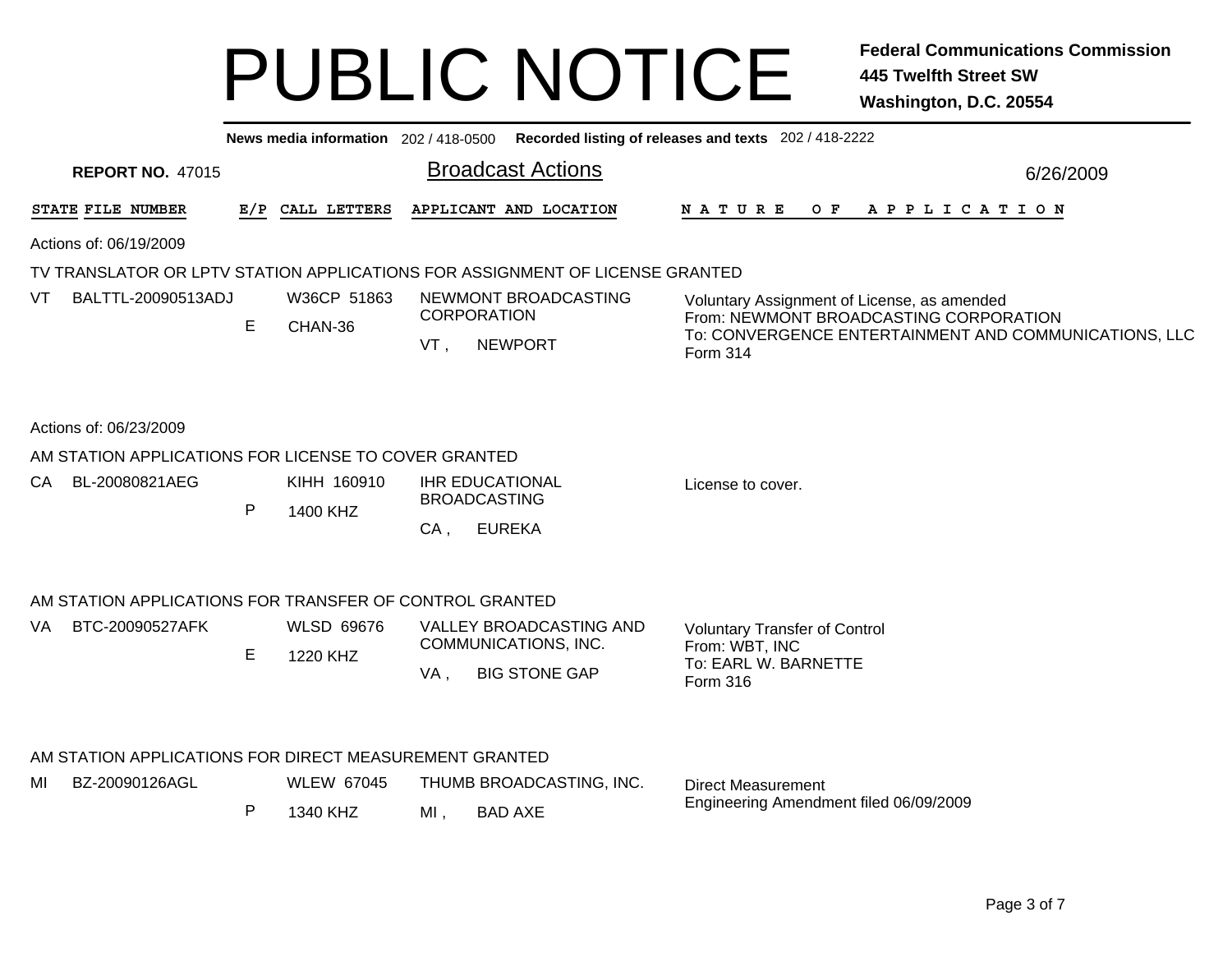# PUBLIC NOTICE

**Federal Communications Commission**
**445 Twelfth Street SW**
**Washington, D.C. 20554**

**News media information** 202 / 418-0500 **Recorded listing of releases and texts** 202 / 418-2222

**REPORT NO.** 47015

## Broadcast Actions

6/26/2009

| STATE | FILE NUMBER | E/P | CALL LETTERS | APPLICANT AND LOCATION | NATURE OF APPLICATION |
|---|---|---|---|---|---|

Actions of: 06/19/2009

TV TRANSLATOR OR LPTV STATION APPLICATIONS FOR ASSIGNMENT OF LICENSE GRANTED

| STATE | FILE NUMBER | E/P | CALL LETTERS | APPLICANT AND LOCATION | NATURE OF APPLICATION |
|---|---|---|---|---|---|
| VT | BALTTL-20090513ADJ | E | W36CP 51863<br>CHAN-36 | NEWMONT BROADCASTING CORPORATION<br>VT , NEWPORT | Voluntary Assignment of License, as amended<br>From: NEWMONT BROADCASTING CORPORATION<br>To: CONVERGENCE ENTERTAINMENT AND COMMUNICATIONS, LLC<br>Form 314 |

Actions of: 06/23/2009

AM STATION APPLICATIONS FOR LICENSE TO COVER GRANTED

| STATE | FILE NUMBER | E/P | CALL LETTERS | APPLICANT AND LOCATION | NATURE OF APPLICATION |
|---|---|---|---|---|---|
| CA | BL-20080821AEG | P | KIHH 160910<br>1400 KHZ | IHR EDUCATIONAL BROADCASTING<br>CA , EUREKA | License to cover. |

AM STATION APPLICATIONS FOR TRANSFER OF CONTROL GRANTED

| STATE | FILE NUMBER | E/P | CALL LETTERS | APPLICANT AND LOCATION | NATURE OF APPLICATION |
|---|---|---|---|---|---|
| VA | BTC-20090527AFK | E | WLSD 69676<br>1220 KHZ | VALLEY BROADCASTING AND COMMUNICATIONS, INC.<br>VA , BIG STONE GAP | Voluntary Transfer of Control<br>From: WBT, INC<br>To: EARL W. BARNETTE<br>Form 316 |

AM STATION APPLICATIONS FOR DIRECT MEASUREMENT GRANTED

| STATE | FILE NUMBER | E/P | CALL LETTERS | APPLICANT AND LOCATION | NATURE OF APPLICATION |
|---|---|---|---|---|---|
| MI | BZ-20090126AGL | P | WLEW 67045<br>1340 KHZ | THUMB BROADCASTING, INC.<br>MI , BAD AXE | Direct Measurement<br>Engineering Amendment filed 06/09/2009 |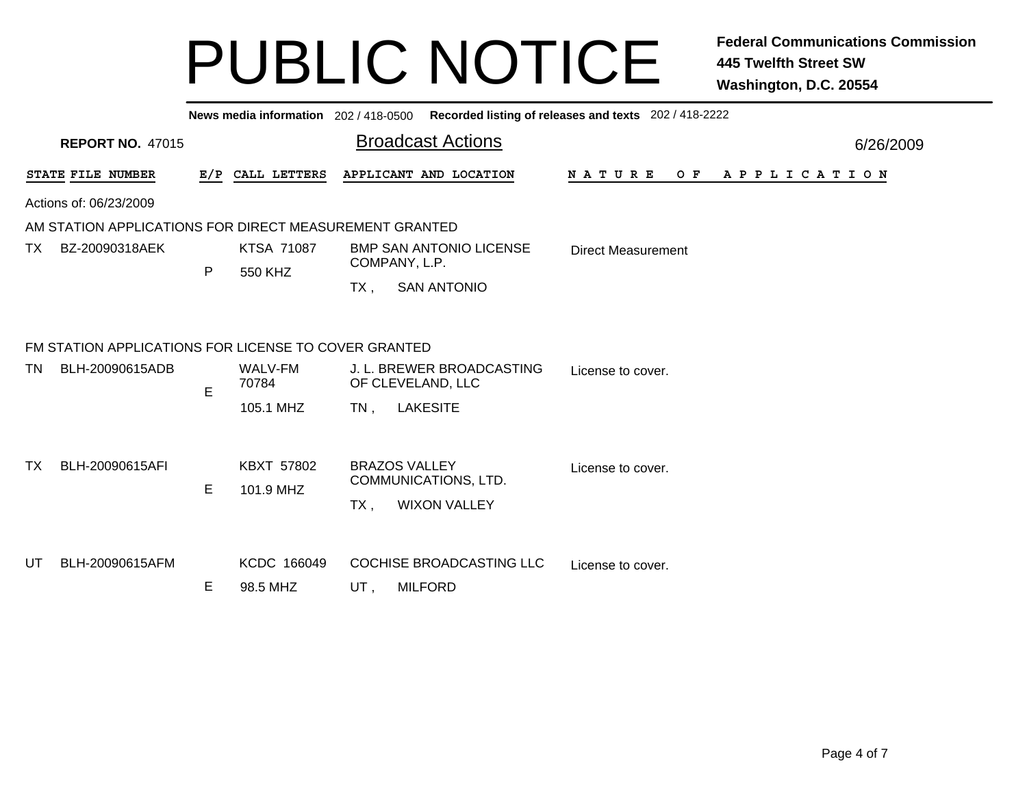# PUBLIC NOTICE

**Federal Communications Commission**
**445 Twelfth Street SW**
**Washington, D.C. 20554**

**News media information** 202 / 418-0500 **Recorded listing of releases and texts** 202 / 418-2222

**REPORT NO.** 47015

## Broadcast Actions

6/26/2009

Actions of: 06/23/2009

### AM STATION APPLICATIONS FOR DIRECT MEASUREMENT GRANTED

| STATE | FILE NUMBER | E/P | CALL LETTERS | APPLICANT AND LOCATION | NATURE OF APPLICATION |
|---|---|---|---|---|---|
| TX | BZ-20090318AEK | P | KTSA 71087<br>550 KHZ | BMP SAN ANTONIO LICENSE COMPANY, L.P.<br>TX , SAN ANTONIO | Direct Measurement |

### FM STATION APPLICATIONS FOR LICENSE TO COVER GRANTED

| STATE | FILE NUMBER | E/P | CALL LETTERS | APPLICANT AND LOCATION | NATURE OF APPLICATION |
|---|---|---|---|---|---|
| TN | BLH-20090615ADB | E | WALV-FM 70784<br>105.1 MHZ | J. L. BREWER BROADCASTING OF CLEVELAND, LLC<br>TN , LAKESITE | License to cover. |
| TX | BLH-20090615AFI | E | KBXT 57802<br>101.9 MHZ | BRAZOS VALLEY COMMUNICATIONS, LTD.<br>TX , WIXON VALLEY | License to cover. |
| UT | BLH-20090615AFM | E | KCDC 166049<br>98.5 MHZ | COCHISE BROADCASTING LLC<br>UT , MILFORD | License to cover. |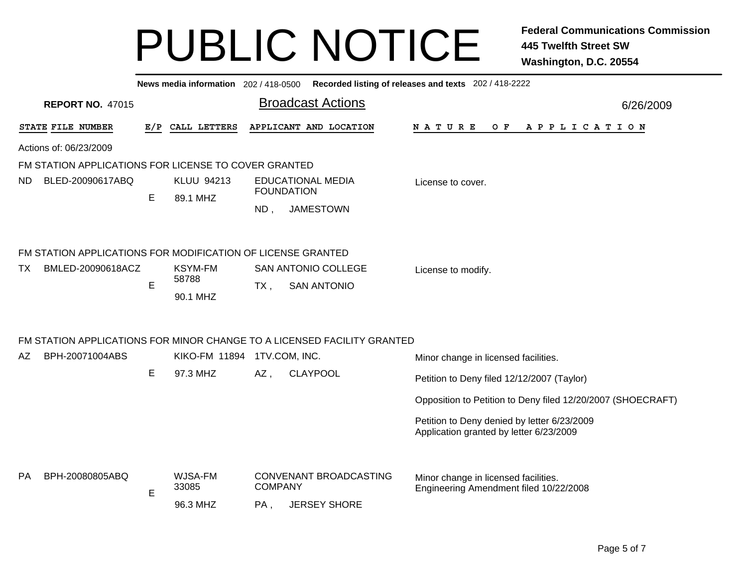# PUBLIC NOTICE

**Federal Communications Commission**
**445 Twelfth Street SW**
**Washington, D.C. 20554**

**News media information** 202 / 418-0500 **Recorded listing of releases and texts** 202 / 418-2222

**REPORT NO.** 47015

## Broadcast Actions

6/26/2009

| STATE | FILE NUMBER | E/P | CALL LETTERS | APPLICANT AND LOCATION | NATURE OF APPLICATION |
|---|---|---|---|---|---|

Actions of: 06/23/2009

### FM STATION APPLICATIONS FOR LICENSE TO COVER GRANTED

| STATE | FILE NUMBER | E/P | CALL LETTERS | APPLICANT AND LOCATION | NATURE OF APPLICATION |
|---|---|---|---|---|---|
| ND | BLED-20090617ABQ | E | KLUU 94213<br>89.1 MHZ | EDUCATIONAL MEDIA FOUNDATION<br>ND , JAMESTOWN | License to cover. |

### FM STATION APPLICATIONS FOR MODIFICATION OF LICENSE GRANTED

| STATE | FILE NUMBER | E/P | CALL LETTERS | APPLICANT AND LOCATION | NATURE OF APPLICATION |
|---|---|---|---|---|---|
| TX | BMLED-20090618ACZ | E | KSYM-FM 58788<br>90.1 MHZ | SAN ANTONIO COLLEGE<br>TX , SAN ANTONIO | License to modify. |

### FM STATION APPLICATIONS FOR MINOR CHANGE TO A LICENSED FACILITY GRANTED

| STATE | FILE NUMBER | E/P | CALL LETTERS | APPLICANT AND LOCATION | NATURE OF APPLICATION |
|---|---|---|---|---|---|
| AZ | BPH-20071004ABS | E | KIKO-FM 11894<br>97.3 MHZ | 1TV.COM, INC.<br>AZ , CLAYPOOL | Minor change in licensed facilities.<br>Petition to Deny filed 12/12/2007 (Taylor)<br>Opposition to Petition to Deny filed 12/20/2007 (SHOECRAFT)<br>Petition to Deny denied by letter 6/23/2009<br>Application granted by letter 6/23/2009 |
| PA | BPH-20080805ABQ | E | WJSA-FM 33085<br>96.3 MHZ | CONVENANT BROADCASTING COMPANY<br>PA , JERSEY SHORE | Minor change in licensed facilities.<br>Engineering Amendment filed 10/22/2008 |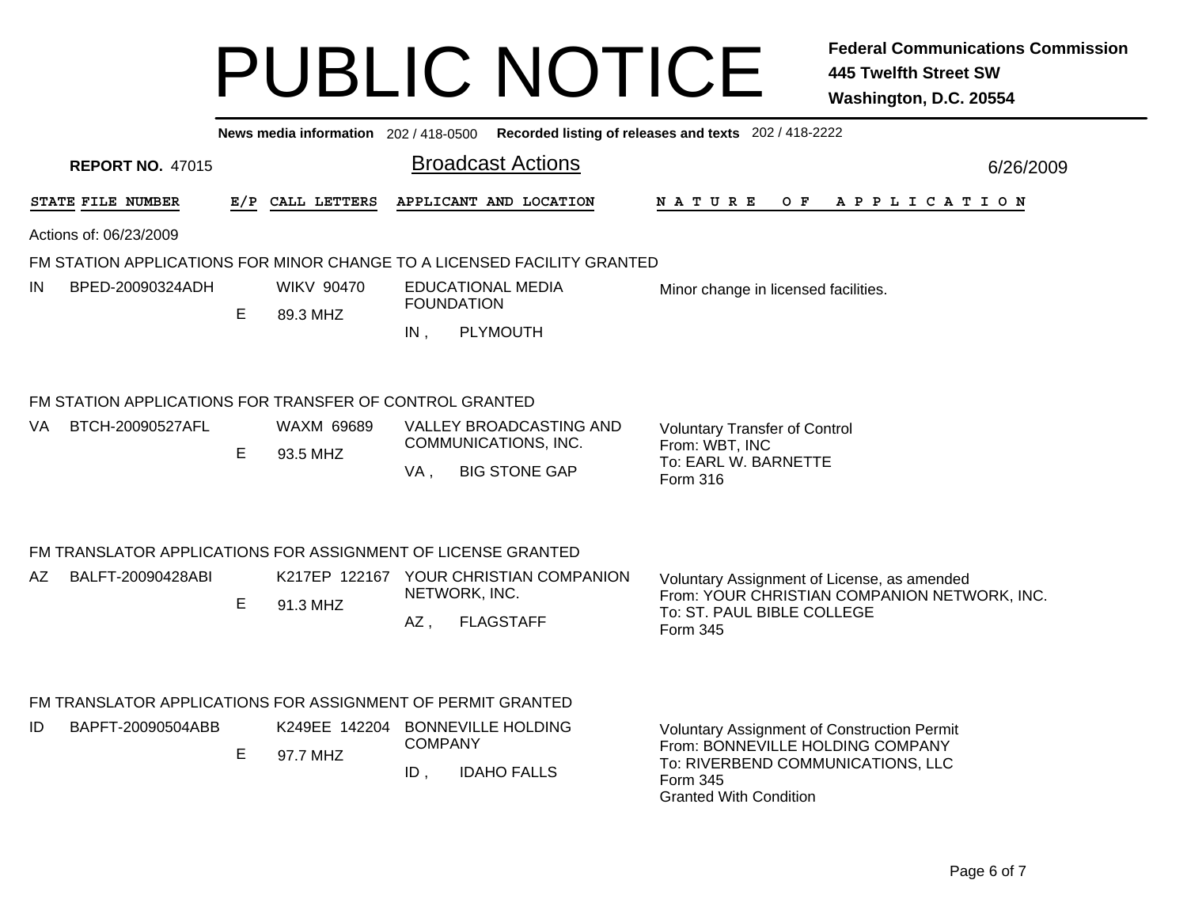# PUBLIC NOTICE

**Federal Communications Commission**
**445 Twelfth Street SW**
**Washington, D.C. 20554**

**News media information** 202 / 418-0500 **Recorded listing of releases and texts** 202 / 418-2222

**REPORT NO.** 47015

## Broadcast Actions

6/26/2009

Actions of: 06/23/2009

### FM STATION APPLICATIONS FOR MINOR CHANGE TO A LICENSED FACILITY GRANTED

| STATE | FILE NUMBER | E/P | CALL LETTERS | APPLICANT AND LOCATION | NATURE OF APPLICATION |
|---|---|---|---|---|---|
| IN | BPED-20090324ADH | E | WIKV 90470<br>89.3 MHZ | EDUCATIONAL MEDIA FOUNDATION<br>IN , PLYMOUTH | Minor change in licensed facilities. |

### FM STATION APPLICATIONS FOR TRANSFER OF CONTROL GRANTED

| STATE | FILE NUMBER | E/P | CALL LETTERS | APPLICANT AND LOCATION | NATURE OF APPLICATION |
|---|---|---|---|---|---|
| VA | BTCH-20090527AFL | E | WAXM 69689<br>93.5 MHZ | VALLEY BROADCASTING AND COMMUNICATIONS, INC.<br>VA , BIG STONE GAP | Voluntary Transfer of Control<br>From: WBT, INC<br>To: EARL W. BARNETTE<br>Form 316 |

### FM TRANSLATOR APPLICATIONS FOR ASSIGNMENT OF LICENSE GRANTED

| STATE | FILE NUMBER | E/P | CALL LETTERS | APPLICANT AND LOCATION | NATURE OF APPLICATION |
|---|---|---|---|---|---|
| AZ | BALFT-20090428ABI | E | K217EP 122167<br>91.3 MHZ | YOUR CHRISTIAN COMPANION NETWORK, INC.<br>AZ , FLAGSTAFF | Voluntary Assignment of License, as amended<br>From: YOUR CHRISTIAN COMPANION NETWORK, INC.<br>To: ST. PAUL BIBLE COLLEGE<br>Form 345 |

### FM TRANSLATOR APPLICATIONS FOR ASSIGNMENT OF PERMIT GRANTED

| STATE | FILE NUMBER | E/P | CALL LETTERS | APPLICANT AND LOCATION | NATURE OF APPLICATION |
|---|---|---|---|---|---|
| ID | BAPFT-20090504ABB | E | K249EE 142204<br>97.7 MHZ | BONNEVILLE HOLDING COMPANY<br>ID , IDAHO FALLS | Voluntary Assignment of Construction Permit<br>From: BONNEVILLE HOLDING COMPANY<br>To: RIVERBEND COMMUNICATIONS, LLC<br>Form 345<br>Granted With Condition |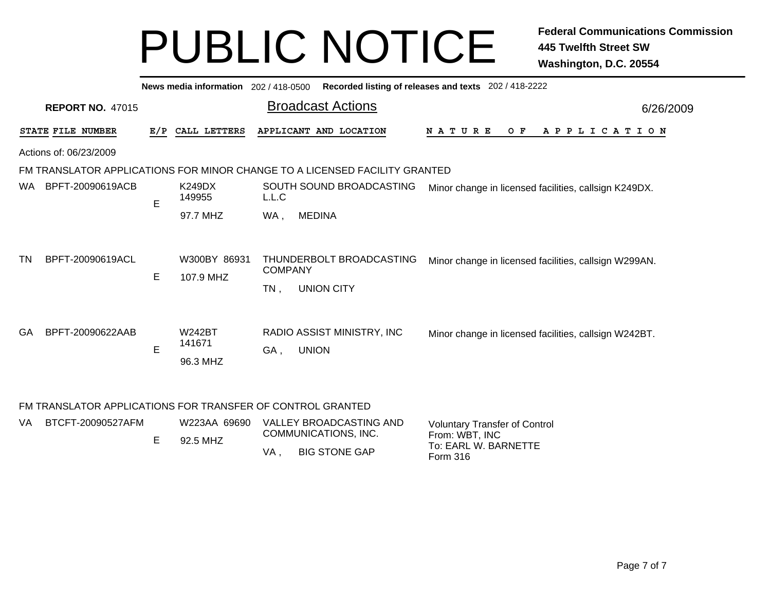# PUBLIC NOTICE

**Federal Communications Commission**
**445 Twelfth Street SW**
**Washington, D.C. 20554**

**News media information** 202 / 418-0500 **Recorded listing of releases and texts** 202 / 418-2222

**REPORT NO.** 47015

## Broadcast Actions

6/26/2009

Actions of: 06/23/2009

### FM TRANSLATOR APPLICATIONS FOR MINOR CHANGE TO A LICENSED FACILITY GRANTED

| STATE | FILE NUMBER | E/P | CALL LETTERS | APPLICANT AND LOCATION | NATURE OF APPLICATION |
|---|---|---|---|---|---|
| WA | BPFT-20090619ACB | E | K249DX 149955 97.7 MHZ | SOUTH SOUND BROADCASTING L.L.C WA , MEDINA | Minor change in licensed facilities, callsign K249DX. |
| TN | BPFT-20090619ACL | E | W300BY 86931 107.9 MHZ | THUNDERBOLT BROADCASTING COMPANY TN , UNION CITY | Minor change in licensed facilities, callsign W299AN. |
| GA | BPFT-20090622AAB | E | W242BT 141671 96.3 MHZ | RADIO ASSIST MINISTRY, INC GA , UNION | Minor change in licensed facilities, callsign W242BT. |

### FM TRANSLATOR APPLICATIONS FOR TRANSFER OF CONTROL GRANTED

| STATE | FILE NUMBER | E/P | CALL LETTERS | APPLICANT AND LOCATION | NATURE OF APPLICATION |
|---|---|---|---|---|---|
| VA | BTCFT-20090527AFM | E | W223AA 69690 92.5 MHZ | VALLEY BROADCASTING AND COMMUNICATIONS, INC. VA , BIG STONE GAP | Voluntary Transfer of Control From: WBT, INC To: EARL W. BARNETTE Form 316 |